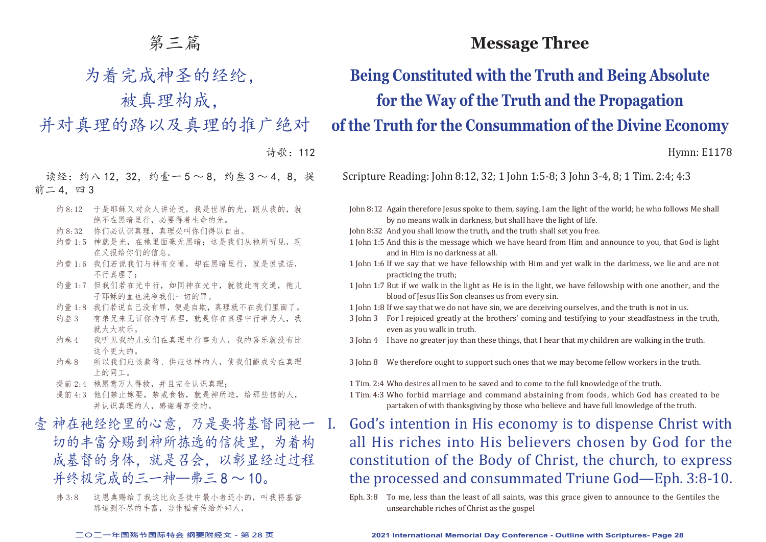# 第三篇

## 为着完成神圣的经纶，被真理构成，并对真理的路以及真理的推广绝对

诗歌：112

读经：约八12，32，约壹一5～8，约叁3～4，8，提前二4，四3

约8:12 于是耶稣又对众人讲论说，我是世界的光，跟从我的，就绝不在黑暗里行，必要得着生命的光。

约8:32 你们必认识真理，真理必叫你们得以自由。

约壹1:5 神就是光，在祂里面毫无黑暗；这是我们从祂所听见，现在又报给你们的信息。

约壹1:6 我们若说我们与神有交通，却在黑暗里行，就是说谎话，不行真理了；

约壹1:7 但我们若在光中行，如同神在光中，就彼此有交通，祂儿子耶稣的血也洗净我们一切的罪。

约壹1:8 我们若说自己没有罪，便是自欺，真理就不在我们里面了。

约叁3 有弟兄来见证你持守真理，就是你在真理中行事为人，我就大大欢乐。

约叁4 我听见我的儿女们在真理中行事为人，我的喜乐就没有比这个更大的。

约叁8 所以我们应该款待、供应这样的人，使我们能成为在真理上的同工。

提前2:4 祂愿意万人得救，并且完全认识真理；

提前4:3 他们禁止嫁娶，禁戒食物，就是神所造，给那些信的人，并认识真理的人，感谢着享受的。

壹 神在祂经纶里的心意，乃是要将基督同祂一切的丰富分赐到神所拣选的信徒里，为着构成基督的身体，就是召会，以彰显经过过程并终极完成的三一神—弗三8～10。

弗3:8 这恩典赐给了我这比众圣徒中最小者还小的，叫我将基督那追测不尽的丰富，当作福音传给外邦人，

# Message Three

## Being Constituted with the Truth and Being Absolute for the Way of the Truth and the Propagation of the Truth for the Consummation of the Divine Economy

Hymn: E1178

Scripture Reading: John 8:12, 32; 1 John 1:5-8; 3 John 3-4, 8; 1 Tim. 2:4; 4:3

John 8:12 Again therefore Jesus spoke to them, saying, I am the light of the world; he who follows Me shall by no means walk in darkness, but shall have the light of life.

John 8:32 And you shall know the truth, and the truth shall set you free.

1 John 1:5 And this is the message which we have heard from Him and announce to you, that God is light and in Him is no darkness at all.

1 John 1:6 If we say that we have fellowship with Him and yet walk in the darkness, we lie and are not practicing the truth;

1 John 1:7 But if we walk in the light as He is in the light, we have fellowship with one another, and the blood of Jesus His Son cleanses us from every sin.

1 John 1:8 If we say that we do not have sin, we are deceiving ourselves, and the truth is not in us.

3 John 3 For I rejoiced greatly at the brothers' coming and testifying to your steadfastness in the truth, even as you walk in truth.

3 John 4 I have no greater joy than these things, that I hear that my children are walking in the truth.

3 John 8 We therefore ought to support such ones that we may become fellow workers in the truth.

1 Tim. 2:4 Who desires all men to be saved and to come to the full knowledge of the truth.

1 Tim. 4:3 Who forbid marriage and command abstaining from foods, which God has created to be partaken of with thanksgiving by those who believe and have full knowledge of the truth.

I. God's intention in His economy is to dispense Christ with all His riches into His believers chosen by God for the constitution of the Body of Christ, the church, to express the processed and consummated Triune God—Eph. 3:8-10.

Eph. 3:8 To me, less than the least of all saints, was this grace given to announce to the Gentiles the unsearchable riches of Christ as the gospel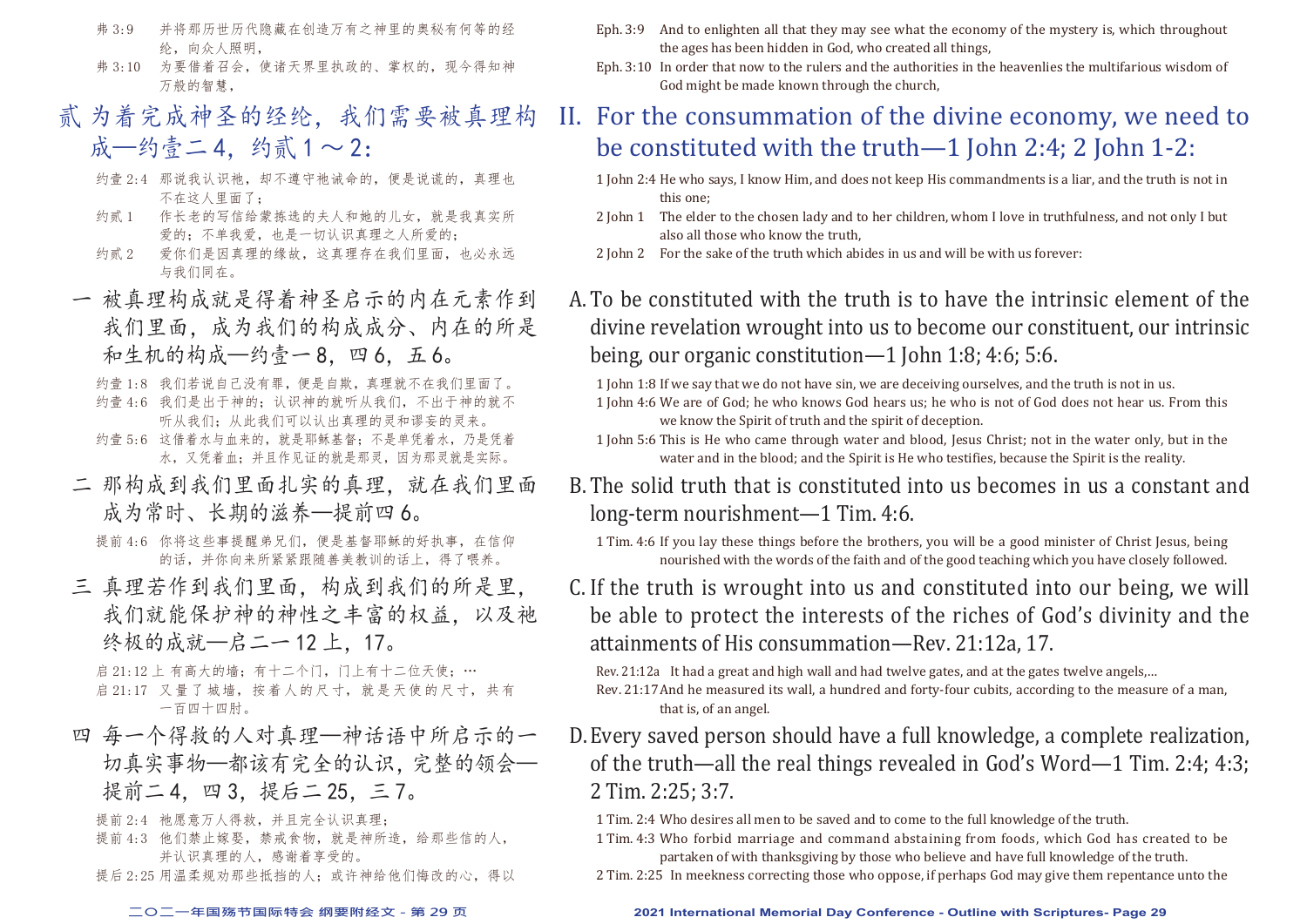弗 3:9　并将那历世历代隐藏在创造万有之神里的奥秘有何等的经纶，向众人照明，

弗 3:10　为要借着召会，使诸天界里执政的、掌权的，现今得知神万般的智慧，

## 贰 为着完成神圣的经纶，我们需要被真理构成—约壹二4，约贰1～2：

约壹 2:4　那说我认识祂，却不遵守祂诫命的，便是说谎的，真理也不在这人里面了；

约贰 1　作长老的写信给蒙拣选的夫人和她的儿女，就是我真实所爱的；不单我爱，也是一切认识真理之人所爱的；

约贰 2　爱你们是因真理的缘故，这真理存在我们里面，也必永远与我们同在。

### 一 被真理构成就是得着神圣启示的内在元素作到我们里面，成为我们的构成成分、内在的所是和生机的构成—约壹一8，四6，五6。

约壹 1:8　我们若说自己没有罪，便是自欺，真理就不在我们里面了。

约壹 4:6　我们是出于神的；认识神的就听从我们，不出于神的就不听从我们；从此我们可以认出真理的灵和谬妄的灵来。

约壹 5:6　这借着水与血来的，就是耶稣基督；不是单凭着水，乃是凭着水，又凭着血；并且作见证的就是那灵，因为那灵就是实际。

### 二 那构成到我们里面扎实的真理，就在我们里面成为常时、长期的滋养—提前四6。

提前 4:6　你将这些事提醒弟兄们，便是基督耶稣的好执事，在信仰的话，并你向来所紧紧跟随善美教训的话上，得了喂养。

### 三 真理若作到我们里面，构成到我们的所是里，我们就能保护神的神性之丰富的权益，以及祂终极的成就—启二一12上，17。

启 21:12 上　有高大的墙；有十二个门，门上有十二位天使；…

启 21:17　又量了城墙，按着人的尺寸，就是天使的尺寸，共有一百四十四肘。

### 四 每一个得救的人对真理—神话语中所启示的一切真实事物—都该有完全的认识，完整的领会—提前二4，四3，提后二25，三7。

提前 2:4　祂愿意万人得救，并且完全认识真理；

提前 4:3　他们禁止嫁娶，禁戒食物，就是神所造，给那些信的人，并认识真理的人，感谢着享受的。

提后 2:25　用温柔规劝那些抵挡的人；或许神给他们悔改的心，得以

Eph. 3:9　And to enlighten all that they may see what the economy of the mystery is, which throughout the ages has been hidden in God, who created all things,

Eph. 3:10　In order that now to the rulers and the authorities in the heavenlies the multifarious wisdom of God might be made known through the church,

## II. For the consummation of the divine economy, we need to be constituted with the truth—1 John 2:4; 2 John 1-2:

1 John 2:4　He who says, I know Him, and does not keep His commandments is a liar, and the truth is not in this one;

2 John 1　The elder to the chosen lady and to her children, whom I love in truthfulness, and not only I but also all those who know the truth,

2 John 2　For the sake of the truth which abides in us and will be with us forever:

### A. To be constituted with the truth is to have the intrinsic element of the divine revelation wrought into us to become our constituent, our intrinsic being, our organic constitution—1 John 1:8; 4:6; 5:6.

1 John 1:8　If we say that we do not have sin, we are deceiving ourselves, and the truth is not in us.

1 John 4:6　We are of God; he who knows God hears us; he who is not of God does not hear us. From this we know the Spirit of truth and the spirit of deception.

1 John 5:6　This is He who came through water and blood, Jesus Christ; not in the water only, but in the water and in the blood; and the Spirit is He who testifies, because the Spirit is the reality.

### B. The solid truth that is constituted into us becomes in us a constant and long-term nourishment—1 Tim. 4:6.

1 Tim. 4:6　If you lay these things before the brothers, you will be a good minister of Christ Jesus, being nourished with the words of the faith and of the good teaching which you have closely followed.

### C. If the truth is wrought into us and constituted into our being, we will be able to protect the interests of the riches of God's divinity and the attainments of His consummation—Rev. 21:12a, 17.

Rev. 21:12a　It had a great and high wall and had twelve gates, and at the gates twelve angels,...

Rev. 21:17　And he measured its wall, a hundred and forty-four cubits, according to the measure of a man, that is, of an angel.

### D. Every saved person should have a full knowledge, a complete realization, of the truth—all the real things revealed in God's Word—1 Tim. 2:4; 4:3; 2 Tim. 2:25; 3:7.

1 Tim. 2:4　Who desires all men to be saved and to come to the full knowledge of the truth.

1 Tim. 4:3　Who forbid marriage and command abstaining from foods, which God has created to be partaken of with thanksgiving by those who believe and have full knowledge of the truth.

2 Tim. 2:25　In meekness correcting those who oppose, if perhaps God may give them repentance unto the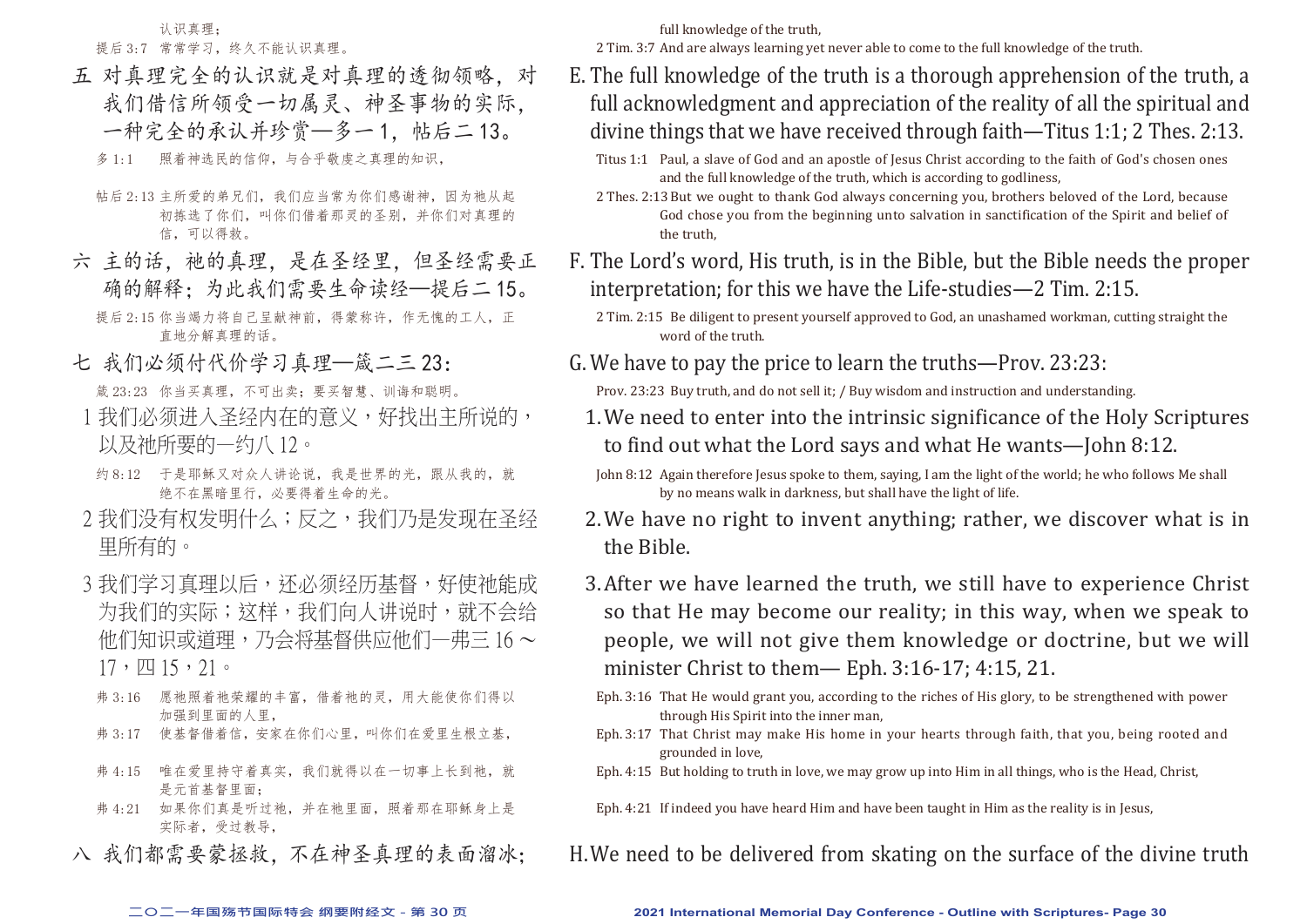认识真理；

提后 3:7 常常学习，终久不能认识真理。

五 对真理完全的认识就是对真理的透彻领略，对我们借信所领受一切属灵、神圣事物的实际，一种完全的承认并珍赏—多一 1，帖后二 13。

多 1:1 照着神选民的信仰，与合乎敬虔之真理的知识，

帖后 2:13 主所爱的弟兄们，我们应当常为你们感谢神，因为祂从起初拣选了你们，叫你们借着那灵的圣别，并你们对真理的信，可以得救。

六 主的话，祂的真理，是在圣经里，但圣经需要正确的解释；为此我们需要生命读经—提后二 15。

提后 2:15 你当竭力将自己呈献神前，得蒙称许，作无愧的工人，正直地分解真理的话。

七 我们必须付代价学习真理—箴二三 23：

箴 23:23 你当买真理，不可出卖；要买智慧、训诲和聪明。

1 我们必须进入圣经内在的意义，好找出主所说的，以及祂所要的—约八 12。

约 8:12 于是耶稣又对众人讲论说，我是世界的光，跟从我的，就绝不在黑暗里行，必要得着生命的光。

2 我们没有权发明什么；反之，我们乃是发现在圣经里所有的。

3 我们学习真理以后，还必须经历基督，好使祂能成为我们的实际；这样，我们向人讲说时，就不会给他们知识或道理，乃会将基督供应他们—弗三 16 ～ 17，四 15，21。

弗 3:16 愿祂照着祂荣耀的丰富，借着祂的灵，用大能使你们得以加强到里面的人里，

弗 3:17 使基督借着信，安家在你们心里，叫你们在爱里生根立基，

弗 4:15 唯在爱里持守着真实，我们就得以在一切事上长到祂，就是元首基督里面；

弗 4:21 如果你们真是听过祂，并在祂里面，照着那在耶稣身上是实际者，受过教导，

八 我们都需要蒙拯救，不在神圣真理的表面溜冰；

full knowledge of the truth,

2 Tim. 3:7 And are always learning yet never able to come to the full knowledge of the truth.

E. The full knowledge of the truth is a thorough apprehension of the truth, a full acknowledgment and appreciation of the reality of all the spiritual and divine things that we have received through faith—Titus 1:1; 2 Thes. 2:13.

Titus 1:1 Paul, a slave of God and an apostle of Jesus Christ according to the faith of God's chosen ones and the full knowledge of the truth, which is according to godliness,

2 Thes. 2:13 But we ought to thank God always concerning you, brothers beloved of the Lord, because God chose you from the beginning unto salvation in sanctification of the Spirit and belief of the truth,

F. The Lord's word, His truth, is in the Bible, but the Bible needs the proper interpretation; for this we have the Life-studies—2 Tim. 2:15.

2 Tim. 2:15 Be diligent to present yourself approved to God, an unashamed workman, cutting straight the word of the truth.

G. We have to pay the price to learn the truths—Prov. 23:23:

Prov. 23:23 Buy truth, and do not sell it; / Buy wisdom and instruction and understanding.

1. We need to enter into the intrinsic significance of the Holy Scriptures to find out what the Lord says and what He wants—John 8:12.

John 8:12 Again therefore Jesus spoke to them, saying, I am the light of the world; he who follows Me shall by no means walk in darkness, but shall have the light of life.

2. We have no right to invent anything; rather, we discover what is in the Bible.

3. After we have learned the truth, we still have to experience Christ so that He may become our reality; in this way, when we speak to people, we will not give them knowledge or doctrine, but we will minister Christ to them— Eph. 3:16-17; 4:15, 21.

Eph. 3:16 That He would grant you, according to the riches of His glory, to be strengthened with power through His Spirit into the inner man,

Eph. 3:17 That Christ may make His home in your hearts through faith, that you, being rooted and grounded in love,

Eph. 4:15 But holding to truth in love, we may grow up into Him in all things, who is the Head, Christ,

Eph. 4:21 If indeed you have heard Him and have been taught in Him as the reality is in Jesus,

H. We need to be delivered from skating on the surface of the divine truth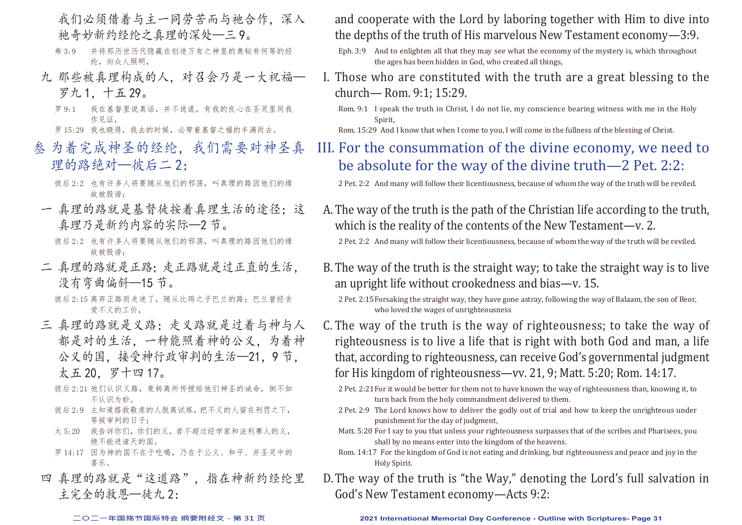我们必须借着与主一同劳苦而与祂合作，深入祂奇妙新约经纶之真理的深处—三9。

弗3:9　并将那历世历代隐藏在创造万有之神里的奥秘有何等的经纶，向众人照明，

九　那些被真理构成的人，对召会乃是一大祝福—罗九1，十五29。

罗9:1　我在基督里说真话，并不说谎，有我的良心在圣灵里同我作见证，

罗15:29　我也晓得，我去的时候，必带着基督之福的丰满而去。

## 叁　为着完成神圣的经纶，我们需要对神圣真理的路绝对—彼后二2：

彼后2:2　也有许多人将要随从他们的邪荡，叫真理的路因他们的缘故被毁谤；

一　真理的路就是基督徒按着真理生活的途径；这真理乃是新约内容的实际—2节。

彼后2:2　也有许多人将要随从他们的邪荡，叫真理的路因他们的缘故被毁谤；

二　真理的路就是正路；走正路就是过正直的生活，没有弯曲偏斜—15节。

彼后2:15　离弃正路而走迷了，随从比珥之子巴兰的路；巴兰曾经贪爱不义的工价，

三　真理的路就是义路；走义路就是过着与神与人都是对的生活，一种能照着神的公义，为着神公义的国，接受神行政审判的生活—21，9节，太五20，罗十四17。

彼后2:21　他们认识义路，竟转离所传授给他们神圣的诫命，倒不如不认识为妙。

彼后2:9　主知道搭救敬虔的人脱离试炼，把不义的人留在刑罚之下，等候审判的日子；

太5:20　我告诉你们，你们的义，若不超过经学家和法利赛人的义，绝不能进诸天的国。

罗14:17　因为神的国不在于吃喝，乃在于公义、和平、并圣灵中的喜乐。

四　真理的路就是“这道路”，指在神新约经纶里主完全的救恩—徒九2：

and cooperate with the Lord by laboring together with Him to dive into the depths of the truth of His marvelous New Testament economy—3:9.

Eph. 3:9　And to enlighten all that they may see what the economy of the mystery is, which throughout the ages has been hidden in God, who created all things,

I. Those who are constituted with the truth are a great blessing to the church— Rom. 9:1; 15:29.

Rom. 9:1　I speak the truth in Christ, I do not lie, my conscience bearing witness with me in the Holy Spirit,

Rom. 15:29　And I know that when I come to you, I will come in the fullness of the blessing of Christ.

## III. For the consummation of the divine economy, we need to be absolute for the way of the divine truth—2 Pet. 2:2:

2 Pet. 2:2　And many will follow their licentiousness, because of whom the way of the truth will be reviled.

A. The way of the truth is the path of the Christian life according to the truth, which is the reality of the contents of the New Testament—v. 2.

2 Pet. 2:2　And many will follow their licentiousness, because of whom the way of the truth will be reviled.

B. The way of the truth is the straight way; to take the straight way is to live an upright life without crookedness and bias—v. 15.

2 Pet. 2:15　Forsaking the straight way, they have gone astray, following the way of Balaam, the son of Beor, who loved the wages of unrighteousness

C. The way of the truth is the way of righteousness; to take the way of righteousness is to live a life that is right with both God and man, a life that, according to righteousness, can receive God's governmental judgment for His kingdom of righteousness—vv. 21, 9; Matt. 5:20; Rom. 14:17.

2 Pet. 2:21　For it would be better for them not to have known the way of righteousness than, knowing it, to turn back from the holy commandment delivered to them.

2 Pet. 2:9　The Lord knows how to deliver the godly out of trial and how to keep the unrighteous under punishment for the day of judgment,

Matt. 5:20　For I say to you that unless your righteousness surpasses that of the scribes and Pharisees, you shall by no means enter into the kingdom of the heavens.

Rom. 14:17　For the kingdom of God is not eating and drinking, but righteousness and peace and joy in the Holy Spirit.

D. The way of the truth is "the Way," denoting the Lord's full salvation in God's New Testament economy—Acts 9:2: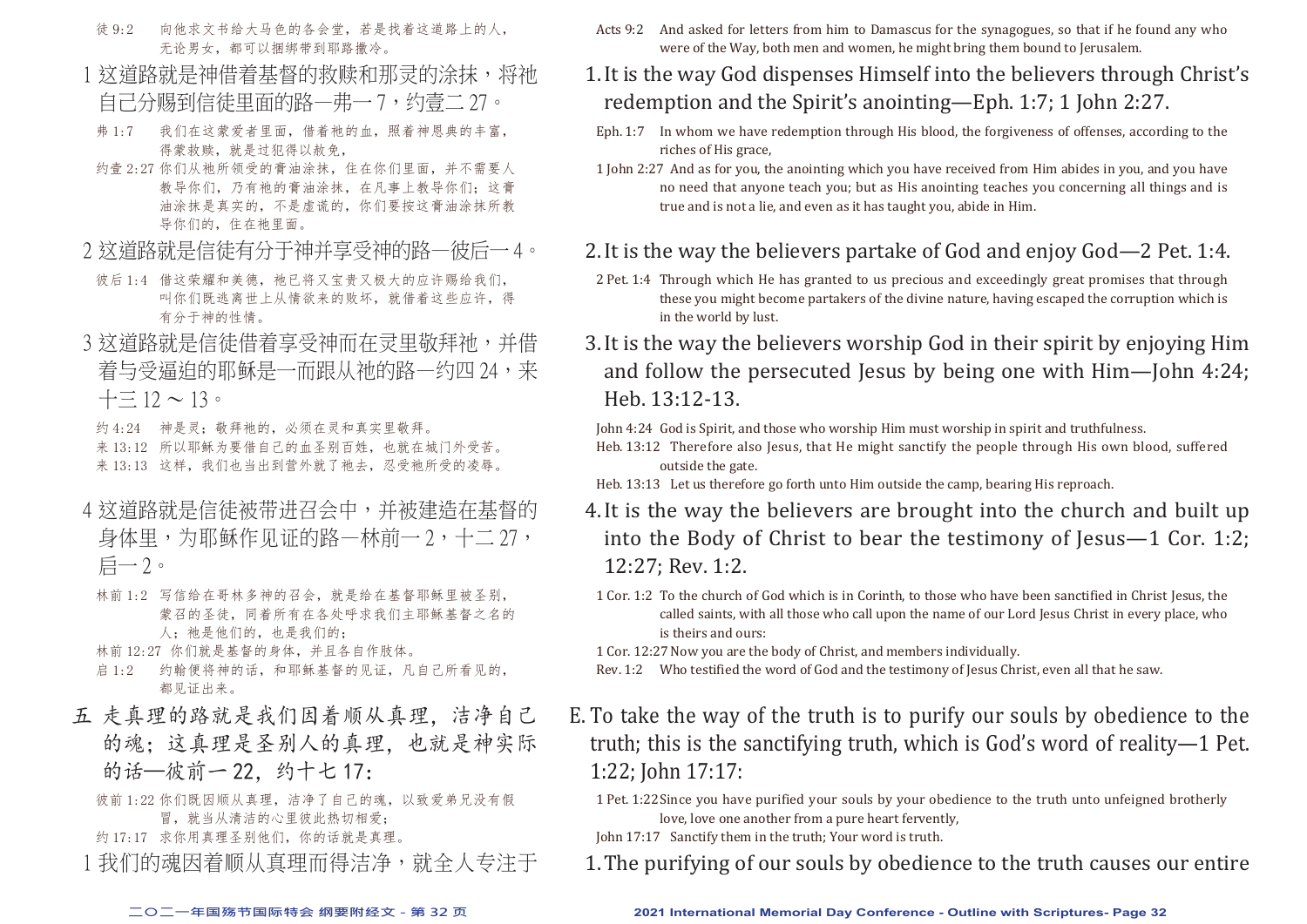徒 9:2　向他求文书给大马色的各会堂，若是找着这道路上的人，无论男女，都可以捆绑带到耶路撒冷。

1 这道路就是神借着基督的救赎和那灵的涂抹，将祂自己分赐到信徒里面的路—弗一 7，约壹二 27。

弗 1:7　我们在这蒙爱者里面，借着祂的血，照着神恩典的丰富，得蒙救赎，就是过犯得以赦免，

约壹 2:27 你们从祂所领受的膏油涂抹，住在你们里面，并不需要人教导你们，乃有祂的膏油涂抹，在凡事上教导你们；这膏油涂抹是真实的，不是虚谎的，你们要按这膏油涂抹所教导你们的，住在祂里面。

2 这道路就是信徒有分于神并享受神的路—彼后一 4。

彼后 1:4　借这荣耀和美德，祂已将又宝贵又极大的应许赐给我们，叫你们既逃离世上从情欲来的败坏，就借着这些应许，得有分于神的性情。

3 这道路就是信徒借着享受神而在灵里敬拜祂，并借着与受逼迫的耶稣是一而跟从祂的路—约四 24，来十三 12 ～ 13。

约 4:24　神是灵；敬拜祂的，必须在灵和真实里敬拜。

来 13:12　所以耶稣为要借自己的血圣别百姓，也就在城门外受苦。

来 13:13　这样，我们也当出到营外就了祂去，忍受祂所受的凌辱。

4 这道路就是信徒被带进召会中，并被建造在基督的身体里，为耶稣作见证的路—林前一 2，十二 27，启一 2。

林前 1:2　写信给在哥林多神的召会，就是给在基督耶稣里被圣别，蒙召的圣徒，同着所有在各处呼求我们主耶稣基督之名的人；祂是他们的，也是我们的；

林前 12:27 你们就是基督的身体，并且各自作肢体。

启 1:2　约翰便将神的话，和耶稣基督的见证，凡自己所看见的，都见证出来。

五 走真理的路就是我们因着顺从真理，洁净自己的魂；这真理是圣别人的真理，也就是神实际的话—彼前一 22，约十七 17：

彼前 1:22 你们既因顺从真理，洁净了自己的魂，以致爱弟兄没有假冒，就当从清洁的心里彼此热切相爱；

约 17:17　求你用真理圣别他们，你的话就是真理。

1 我们的魂因着顺从真理而得洁净，就全人专注于

Acts 9:2　And asked for letters from him to Damascus for the synagogues, so that if he found any who were of the Way, both men and women, he might bring them bound to Jerusalem.

1. It is the way God dispenses Himself into the believers through Christ's redemption and the Spirit's anointing—Eph. 1:7; 1 John 2:27.

Eph. 1:7　In whom we have redemption through His blood, the forgiveness of offenses, according to the riches of His grace,

1 John 2:27　And as for you, the anointing which you have received from Him abides in you, and you have no need that anyone teach you; but as His anointing teaches you concerning all things and is true and is not a lie, and even as it has taught you, abide in Him.

2. It is the way the believers partake of God and enjoy God—2 Pet. 1:4.

2 Pet. 1:4　Through which He has granted to us precious and exceedingly great promises that through these you might become partakers of the divine nature, having escaped the corruption which is in the world by lust.

3. It is the way the believers worship God in their spirit by enjoying Him and follow the persecuted Jesus by being one with Him—John 4:24; Heb. 13:12-13.

John 4:24　God is Spirit, and those who worship Him must worship in spirit and truthfulness.

Heb. 13:12　Therefore also Jesus, that He might sanctify the people through His own blood, suffered outside the gate.

Heb. 13:13　Let us therefore go forth unto Him outside the camp, bearing His reproach.

4. It is the way the believers are brought into the church and built up into the Body of Christ to bear the testimony of Jesus—1 Cor. 1:2; 12:27; Rev. 1:2.

1 Cor. 1:2　To the church of God which is in Corinth, to those who have been sanctified in Christ Jesus, the called saints, with all those who call upon the name of our Lord Jesus Christ in every place, who is theirs and ours:

1 Cor. 12:27 Now you are the body of Christ, and members individually.

Rev. 1:2　Who testified the word of God and the testimony of Jesus Christ, even all that he saw.

E. To take the way of the truth is to purify our souls by obedience to the truth; this is the sanctifying truth, which is God's word of reality—1 Pet. 1:22; John 17:17:

1 Pet. 1:22 Since you have purified your souls by your obedience to the truth unto unfeigned brotherly love, love one another from a pure heart fervently,

John 17:17　Sanctify them in the truth; Your word is truth.

1. The purifying of our souls by obedience to the truth causes our entire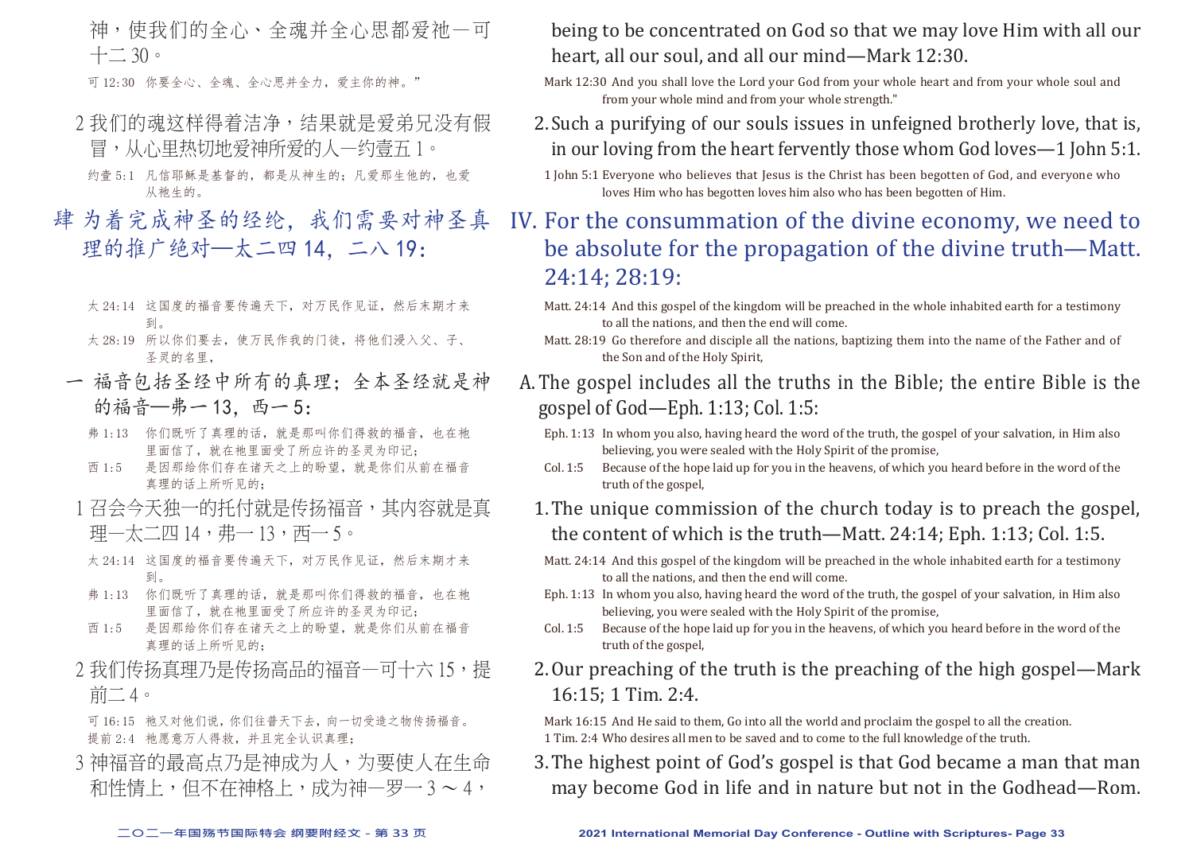神，使我们的全心、全魂并全心思都爱祂—可十二30。

可 12:30　你要全心、全魂、全心思并全力，爱主你的神。”

2 我们的魂这样得着洁净，结果就是爱弟兄没有假冒，从心里热切地爱神所爱的人—约壹五1。

约壹 5:1　凡信耶稣是基督的，都是从神生的；凡爱那生他的，也爱从祂生的。

## 肆 为着完成神圣的经纶，我们需要对神圣真理的推广绝对—太二四14，二八19：

太 24:14　这国度的福音要传遍天下，对万民作见证，然后末期才来到。
太 28:19　所以你们要去，使万民作我的门徒，将他们浸入父、子、圣灵的名里，

### 一 福音包括圣经中所有的真理；全本圣经就是神的福音—弗一13，西一5：

弗 1:13　你们既听了真理的话，就是那叫你们得救的福音，也在祂里面信了，就在祂里面受了所应许的圣灵为印记；
西 1:5　是因那给你们存在诸天之上的盼望，就是你们从前在福音真理的话上所听见的；

1 召会今天独一的托付就是传扬福音，其内容就是真理—太二四14，弗一13，西一5。

太 24:14　这国度的福音要传遍天下，对万民作见证，然后末期才来到。
弗 1:13　你们既听了真理的话，就是那叫你们得救的福音，也在祂里面信了，就在祂里面受了所应许的圣灵为印记；
西 1:5　是因那给你们存在诸天之上的盼望，就是你们从前在福音真理的话上所听见的；

2 我们传扬真理乃是传扬高品的福音—可十六15，提前二4。

可 16:15　祂又对他们说，你们往普天下去，向一切受造之物传扬福音。
提前 2:4　祂愿意万人得救，并且完全认识真理；

3 神福音的最高点乃是神成为人，为要使人在生命和性情上，但不在神格上，成为神—罗一3～4，

being to be concentrated on God so that we may love Him with all our heart, all our soul, and all our mind—Mark 12:30.

Mark 12:30 And you shall love the Lord your God from your whole heart and from your whole soul and from your whole mind and from your whole strength."

2. Such a purifying of our souls issues in unfeigned brotherly love, that is, in our loving from the heart fervently those whom God loves—1 John 5:1.

1 John 5:1 Everyone who believes that Jesus is the Christ has been begotten of God, and everyone who loves Him who has begotten loves him also who has been begotten of Him.

## IV. For the consummation of the divine economy, we need to be absolute for the propagation of the divine truth—Matt. 24:14; 28:19:

Matt. 24:14 And this gospel of the kingdom will be preached in the whole inhabited earth for a testimony to all the nations, and then the end will come.
Matt. 28:19 Go therefore and disciple all the nations, baptizing them into the name of the Father and of the Son and of the Holy Spirit,

### A. The gospel includes all the truths in the Bible; the entire Bible is the gospel of God—Eph. 1:13; Col. 1:5:

Eph. 1:13 In whom you also, having heard the word of the truth, the gospel of your salvation, in Him also believing, you were sealed with the Holy Spirit of the promise,
Col. 1:5 Because of the hope laid up for you in the heavens, of which you heard before in the word of the truth of the gospel,

1. The unique commission of the church today is to preach the gospel, the content of which is the truth—Matt. 24:14; Eph. 1:13; Col. 1:5.

Matt. 24:14 And this gospel of the kingdom will be preached in the whole inhabited earth for a testimony to all the nations, and then the end will come.
Eph. 1:13 In whom you also, having heard the word of the truth, the gospel of your salvation, in Him also believing, you were sealed with the Holy Spirit of the promise,
Col. 1:5 Because of the hope laid up for you in the heavens, of which you heard before in the word of the truth of the gospel,

2. Our preaching of the truth is the preaching of the high gospel—Mark 16:15; 1 Tim. 2:4.

Mark 16:15 And He said to them, Go into all the world and proclaim the gospel to all the creation.
1 Tim. 2:4 Who desires all men to be saved and to come to the full knowledge of the truth.

3. The highest point of God's gospel is that God became a man that man may become God in life and in nature but not in the Godhead—Rom.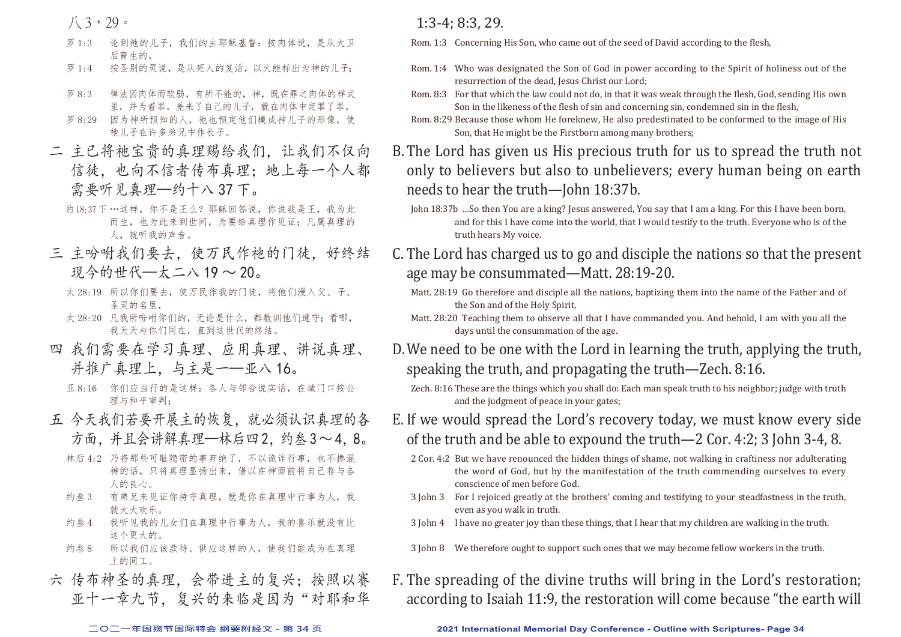八3，29。

罗1:3　论到祂的儿子，我们的主耶稣基督：按肉体说，是从大卫后裔生的，

罗1:4　按圣别的灵说，是从死人的复活，以大能标出为神的儿子；

罗8:3　律法因肉体而软弱，有所不能的，神，既在罪之肉体的样式里，并为着罪，差来了自己的儿子，就在肉体中定罪了罪，

罗8:29　因为神所预知的人，祂也预定他们模成神儿子的形像，使祂儿子在许多弟兄中作长子。

## 二　主已将祂宝贵的真理赐给我们，让我们不仅向信徒，也向不信者传布真理；地上每一个人都需要听见真理—约十八37下。

约18:37下 …这样，你不是王么？耶稣回答说，你说我是王，我为此而生，也为此来到世间，为要给真理作见证；凡属真理的人，就听我的声音。

## 三　主吩咐我们要去，使万民作祂的门徒，好终结现今的世代—太二八19～20。

太28:19　所以你们要去，使万民作我的门徒，将他们浸入父、子、圣灵的名里，

太28:20　凡我所吩咐你们的，无论是什么，都教训他们遵守；看哪，我天天与你们同在，直到这世代的终结。

## 四　我们需要在学习真理、应用真理、讲说真理、并推广真理上，与主是一—亚八16。

亚8:16　你们应当行的是这样：各人与邻舍说实话，在城门口按公理与和平审判；

## 五　今天我们若要开展主的恢复，就必须认识真理的各方面，并且会讲解真理—林后四2，约叁3～4，8。

林后4:2　乃将那些可耻隐密的事弃绝了，不以诡诈行事，也不搀混神的话，只将真理显扬出来，借以在神面前将自己荐与各人的良心。

约叁3　有弟兄来见证你持守真理，就是你在真理中行事为人，我就大大欢乐。

约叁4　我听见我的儿女们在真理中行事为人，我的喜乐就没有比这个更大的。

约叁8　所以我们应该款待、供应这样的人，使我们能成为在真理上的同工。

## 六　传布神圣的真理，会带进主的复兴；按照以赛亚十一章九节，复兴的来临是因为"对耶和华

1:3-4; 8:3, 29.

Rom. 1:3　Concerning His Son, who came out of the seed of David according to the flesh,

Rom. 1:4　Who was designated the Son of God in power according to the Spirit of holiness out of the resurrection of the dead, Jesus Christ our Lord;

Rom. 8:3　For that which the law could not do, in that it was weak through the flesh, God, sending His own Son in the likeness of the flesh of sin and concerning sin, condemned sin in the flesh,

Rom. 8:29　Because those whom He foreknew, He also predestinated to be conformed to the image of His Son, that He might be the Firstborn among many brothers;

## B. The Lord has given us His precious truth for us to spread the truth not only to believers but also to unbelievers; every human being on earth needs to hear the truth—John 18:37b.

John 18:37b　...So then You are a king? Jesus answered, You say that I am a king. For this I have been born, and for this I have come into the world, that I would testify to the truth. Everyone who is of the truth hears My voice.

## C. The Lord has charged us to go and disciple the nations so that the present age may be consummated—Matt. 28:19-20.

Matt. 28:19　Go therefore and disciple all the nations, baptizing them into the name of the Father and of the Son and of the Holy Spirit,

Matt. 28:20　Teaching them to observe all that I have commanded you. And behold, I am with you all the days until the consummation of the age.

## D. We need to be one with the Lord in learning the truth, applying the truth, speaking the truth, and propagating the truth—Zech. 8:16.

Zech. 8:16　These are the things which you shall do: Each man speak truth to his neighbor; judge with truth and the judgment of peace in your gates;

## E. If we would spread the Lord's recovery today, we must know every side of the truth and be able to expound the truth—2 Cor. 4:2; 3 John 3-4, 8.

2 Cor. 4:2　But we have renounced the hidden things of shame, not walking in craftiness nor adulterating the word of God, but by the manifestation of the truth commending ourselves to every conscience of men before God.

3 John 3　For I rejoiced greatly at the brothers' coming and testifying to your steadfastness in the truth, even as you walk in truth.

3 John 4　I have no greater joy than these things, that I hear that my children are walking in the truth.

3 John 8　We therefore ought to support such ones that we may become fellow workers in the truth.

## F. The spreading of the divine truths will bring in the Lord's restoration; according to Isaiah 11:9, the restoration will come because "the earth will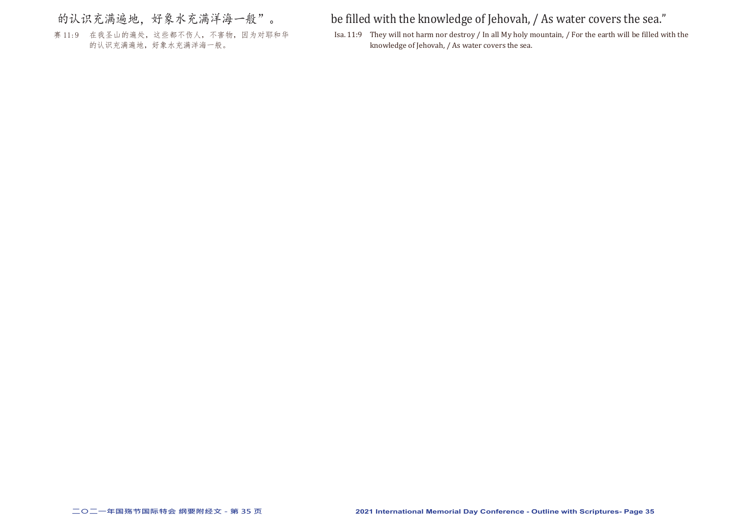的认识充满遍地，好象水充满洋海一般”。

赛 11:9　在我圣山的遍处，这些都不伤人，不害物，因为对耶和华的认识充满遍地，好象水充满洋海一般。

be filled with the knowledge of Jehovah, / As water covers the sea.”

Isa. 11:9　They will not harm nor destroy / In all My holy mountain, / For the earth will be filled with the knowledge of Jehovah, / As water covers the sea.